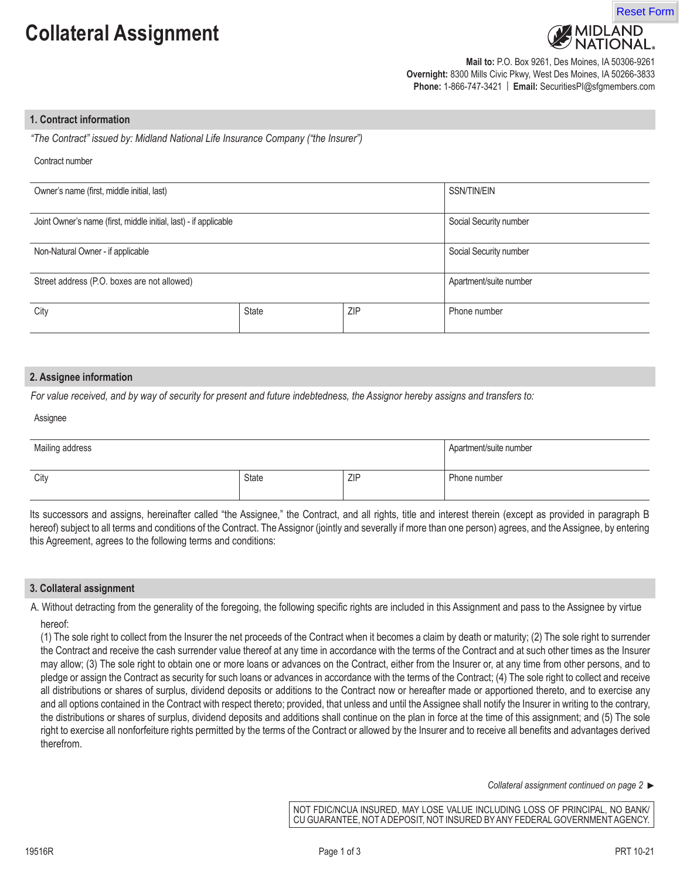# Collateral Assignment

MIDLAND NATIONAL

**Mail to:** P.O. Box 9261, Des Moines, IA 50306-9261
**Overnight:** 8300 Mills Civic Pkwy, West Des Moines, IA 50266-3833
**Phone:** 1-866-747-3421 | **Email:** SecuritiesPI@sfgmembers.com

## 1. Contract information

*"The Contract" issued by: Midland National Life Insurance Company ("the Insurer")*

Contract number

| Owner's name (first, middle initial, last) | | | SSN/TIN/EIN |
|---|---|---|---|
| Joint Owner's name (first, middle initial, last) - if applicable | | | Social Security number |
| Non-Natural Owner - if applicable | | | Social Security number |
| Street address (P.O. boxes are not allowed) | | | Apartment/suite number |
| City | State | ZIP | Phone number |

## 2. Assignee information

*For value received, and by way of security for present and future indebtedness, the Assignor hereby assigns and transfers to:*

Assignee

| Mailing address | | | Apartment/suite number |
|---|---|---|---|
| City | State | ZIP | Phone number |

Its successors and assigns, hereinafter called "the Assignee," the Contract, and all rights, title and interest therein (except as provided in paragraph B hereof) subject to all terms and conditions of the Contract. The Assignor (jointly and severally if more than one person) agrees, and the Assignee, by entering this Agreement, agrees to the following terms and conditions:

## 3. Collateral assignment

A. Without detracting from the generality of the foregoing, the following specific rights are included in this Assignment and pass to the Assignee by virtue hereof:

(1) The sole right to collect from the Insurer the net proceeds of the Contract when it becomes a claim by death or maturity; (2) The sole right to surrender the Contract and receive the cash surrender value thereof at any time in accordance with the terms of the Contract and at such other times as the Insurer may allow; (3) The sole right to obtain one or more loans or advances on the Contract, either from the Insurer or, at any time from other persons, and to pledge or assign the Contract as security for such loans or advances in accordance with the terms of the Contract; (4) The sole right to collect and receive all distributions or shares of surplus, dividend deposits or additions to the Contract now or hereafter made or apportioned thereto, and to exercise any and all options contained in the Contract with respect thereto; provided, that unless and until the Assignee shall notify the Insurer in writing to the contrary, the distributions or shares of surplus, dividend deposits and additions shall continue on the plan in force at the time of this assignment; and (5) The sole right to exercise all nonforfeiture rights permitted by the terms of the Contract or allowed by the Insurer and to receive all benefits and advantages derived therefrom.

*Collateral assignment continued on page 2* ►

NOT FDIC/NCUA INSURED, MAY LOSE VALUE INCLUDING LOSS OF PRINCIPAL, NO BANK/CU GUARANTEE, NOT A DEPOSIT, NOT INSURED BY ANY FEDERAL GOVERNMENT AGENCY.

19516R PRT 10-21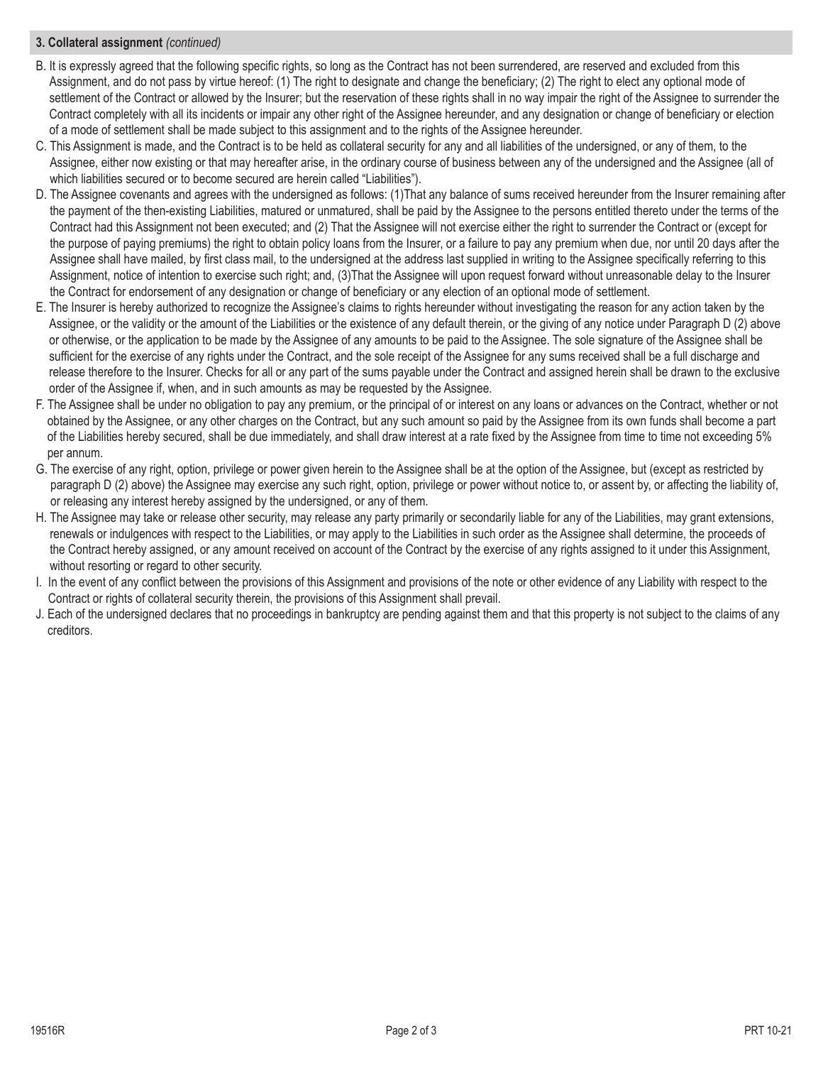### 3. Collateral assignment *(continued)*

B. It is expressly agreed that the following specific rights, so long as the Contract has not been surrendered, are reserved and excluded from this Assignment, and do not pass by virtue hereof: (1) The right to designate and change the beneficiary; (2) The right to elect any optional mode of settlement of the Contract or allowed by the Insurer; but the reservation of these rights shall in no way impair the right of the Assignee to surrender the Contract completely with all its incidents or impair any other right of the Assignee hereunder, and any designation or change of beneficiary or election of a mode of settlement shall be made subject to this assignment and to the rights of the Assignee hereunder.

C. This Assignment is made, and the Contract is to be held as collateral security for any and all liabilities of the undersigned, or any of them, to the Assignee, either now existing or that may hereafter arise, in the ordinary course of business between any of the undersigned and the Assignee (all of which liabilities secured or to become secured are herein called "Liabilities").

D. The Assignee covenants and agrees with the undersigned as follows: (1)That any balance of sums received hereunder from the Insurer remaining after the payment of the then-existing Liabilities, matured or unmatured, shall be paid by the Assignee to the persons entitled thereto under the terms of the Contract had this Assignment not been executed; and (2) That the Assignee will not exercise either the right to surrender the Contract or (except for the purpose of paying premiums) the right to obtain policy loans from the Insurer, or a failure to pay any premium when due, nor until 20 days after the Assignee shall have mailed, by first class mail, to the undersigned at the address last supplied in writing to the Assignee specifically referring to this Assignment, notice of intention to exercise such right; and, (3)That the Assignee will upon request forward without unreasonable delay to the Insurer the Contract for endorsement of any designation or change of beneficiary or any election of an optional mode of settlement.

E. The Insurer is hereby authorized to recognize the Assignee's claims to rights hereunder without investigating the reason for any action taken by the Assignee, or the validity or the amount of the Liabilities or the existence of any default therein, or the giving of any notice under Paragraph D (2) above or otherwise, or the application to be made by the Assignee of any amounts to be paid to the Assignee. The sole signature of the Assignee shall be sufficient for the exercise of any rights under the Contract, and the sole receipt of the Assignee for any sums received shall be a full discharge and release therefore to the Insurer. Checks for all or any part of the sums payable under the Contract and assigned herein shall be drawn to the exclusive order of the Assignee if, when, and in such amounts as may be requested by the Assignee.

F. The Assignee shall be under no obligation to pay any premium, or the principal of or interest on any loans or advances on the Contract, whether or not obtained by the Assignee, or any other charges on the Contract, but any such amount so paid by the Assignee from its own funds shall become a part of the Liabilities hereby secured, shall be due immediately, and shall draw interest at a rate fixed by the Assignee from time to time not exceeding 5% per annum.

G. The exercise of any right, option, privilege or power given herein to the Assignee shall be at the option of the Assignee, but (except as restricted by paragraph D (2) above) the Assignee may exercise any such right, option, privilege or power without notice to, or assent by, or affecting the liability of, or releasing any interest hereby assigned by the undersigned, or any of them.

H. The Assignee may take or release other security, may release any party primarily or secondarily liable for any of the Liabilities, may grant extensions, renewals or indulgences with respect to the Liabilities, or may apply to the Liabilities in such order as the Assignee shall determine, the proceeds of the Contract hereby assigned, or any amount received on account of the Contract by the exercise of any rights assigned to it under this Assignment, without resorting or regard to other security.

I. In the event of any conflict between the provisions of this Assignment and provisions of the note or other evidence of any Liability with respect to the Contract or rights of collateral security therein, the provisions of this Assignment shall prevail.

J. Each of the undersigned declares that no proceedings in bankruptcy are pending against them and that this property is not subject to the claims of any creditors.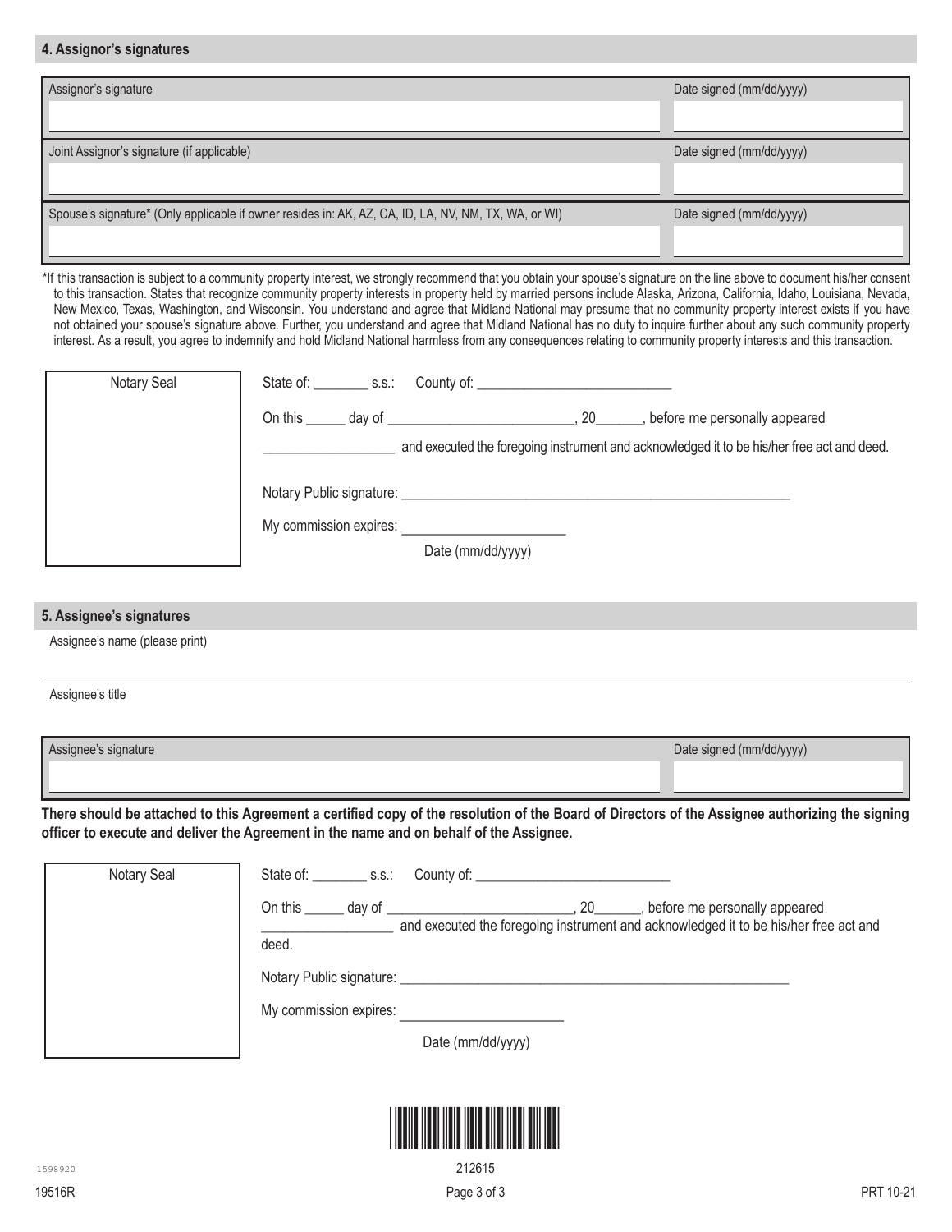## 4. Assignor's signatures

| Assignor's signature | Date signed (mm/dd/yyyy) |
|---|---|
| | |
| **Joint Assignor's signature (if applicable)** | **Date signed (mm/dd/yyyy)** |
| | |
| **Spouse's signature* (Only applicable if owner resides in: AK, AZ, CA, ID, LA, NV, NM, TX, WA, or WI)** | **Date signed (mm/dd/yyyy)** |
| | |

*If this transaction is subject to a community property interest, we strongly recommend that you obtain your spouse's signature on the line above to document his/her consent to this transaction. States that recognize community property interests in property held by married persons include Alaska, Arizona, California, Idaho, Louisiana, Nevada, New Mexico, Texas, Washington, and Wisconsin. You understand and agree that Midland National may presume that no community property interest exists if you have not obtained your spouse's signature above. Further, you understand and agree that Midland National has no duty to inquire further about any such community property interest. As a result, you agree to indemnify and hold Midland National harmless from any consequences relating to community property interests and this transaction.

Notary Seal

State of: ________ s.s.: County of: ___________________________

On this ______ day of __________________________, 20_______, before me personally appeared __________________ and executed the foregoing instrument and acknowledged it to be his/her free act and deed.

Notary Public signature: _______________________________________________________

My commission expires: ______________________
Date (mm/dd/yyyy)

## 5. Assignee's signatures

Assignee's name (please print)

Assignee's title

| Assignee's signature | Date signed (mm/dd/yyyy) |
|---|---|
| | |

**There should be attached to this Agreement a certified copy of the resolution of the Board of Directors of the Assignee authorizing the signing officer to execute and deliver the Agreement in the name and on behalf of the Assignee.**

Notary Seal

State of: ________ s.s.: County of: ___________________________

On this ______ day of __________________________, 20_______, before me personally appeared __________________ and executed the foregoing instrument and acknowledged it to be his/her free act and deed.

Notary Public signature: _______________________________________________________

My commission expires: ______________________
Date (mm/dd/yyyy)

212615

1598920

19516R

PRT 10-21